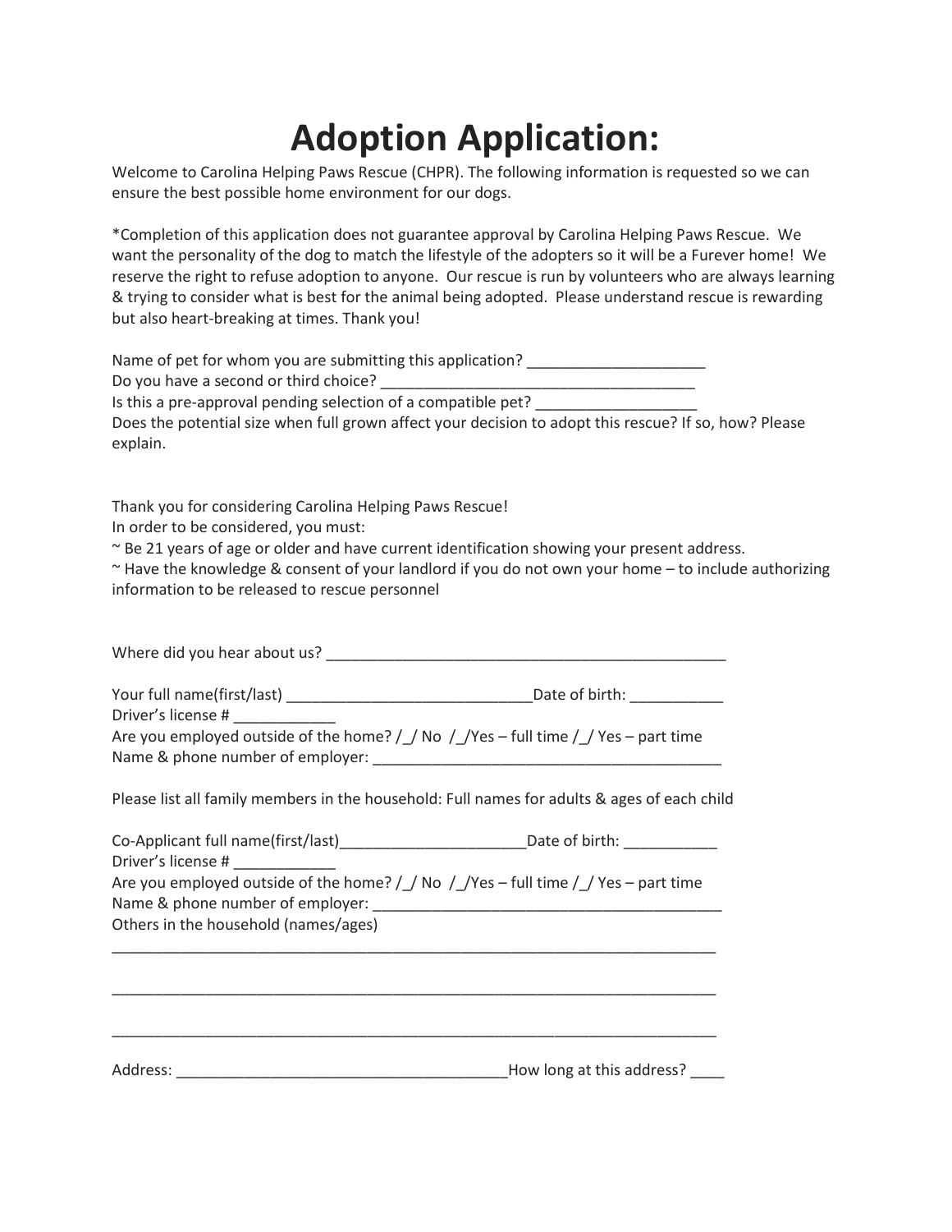# Adoption Application:

Welcome to Carolina Helping Paws Rescue (CHPR). The following information is requested so we can ensure the best possible home environment for our dogs.

*Completion of this application does not guarantee approval by Carolina Helping Paws Rescue. We want the personality of the dog to match the lifestyle of the adopters so it will be a Furever home! We reserve the right to refuse adoption to anyone. Our rescue is run by volunteers who are always learning & trying to consider what is best for the animal being adopted. Please understand rescue is rewarding but also heart-breaking at times. Thank you!

Name of pet for whom you are submitting this application? _____________________
Do you have a second or third choice? _____________________________________
Is this a pre-approval pending selection of a compatible pet? __________________
Does the potential size when full grown affect your decision to adopt this rescue? If so, how? Please explain.

Thank you for considering Carolina Helping Paws Rescue!
In order to be considered, you must:
~ Be 21 years of age or older and have current identification showing your present address.
~ Have the knowledge & consent of your landlord if you do not own your home – to include authorizing information to be released to rescue personnel

Where did you hear about us? ________________________________________________

Your full name(first/last) _____________________________Date of birth: ___________
Driver's license # ____________
Are you employed outside of the home? /_/ No /_/Yes – full time /_/ Yes – part time
Name & phone number of employer: _________________________________________

Please list all family members in the household: Full names for adults & ages of each child

Co-Applicant full name(first/last)______________________Date of birth: ___________
Driver's license # ____________
Are you employed outside of the home? /_/ No /_/Yes – full time /_/ Yes – part time
Name & phone number of employer: _________________________________________
Others in the household (names/ages)
_________________________________________________________________________

_________________________________________________________________________

_________________________________________________________________________

Address: _______________________________________How long at this address? ____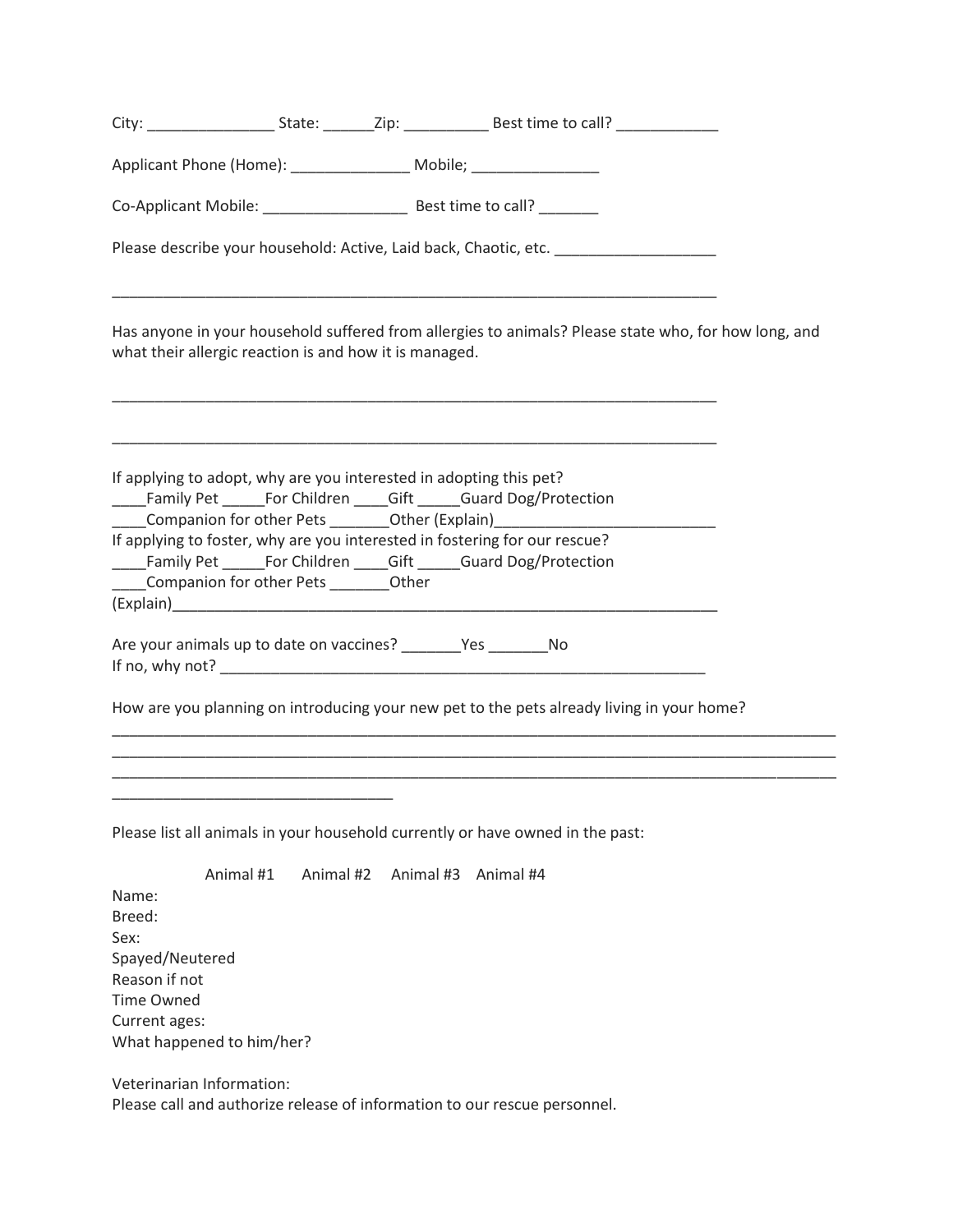City: _______________ State: ______Zip: __________ Best time to call? ____________

Applicant Phone (Home): ______________ Mobile; _______________

Co-Applicant Mobile: _________________ Best time to call? _______

Please describe your household: Active, Laid back, Chaotic, etc. ___________________

_________________________________________________________________________

Has anyone in your household suffered from allergies to animals? Please state who, for how long, and what their allergic reaction is and how it is managed.

_________________________________________________________________________

_________________________________________________________________________

If applying to adopt, why are you interested in adopting this pet?
____Family Pet _____For Children ____Gift _____Guard Dog/Protection
____Companion for other Pets _______Other (Explain)__________________________
If applying to foster, why are you interested in fostering for our rescue?
____Family Pet _____For Children ____Gift _____Guard Dog/Protection
____Companion for other Pets _______Other
(Explain)__________________________________________________________________

Are your animals up to date on vaccines? _______Yes _______No
If no, why not? ___________________________________________________________

How are you planning on introducing your new pet to the pets already living in your home?
__________________________________________________________________________________
__________________________________________________________________________________
__________________________________________________________________________________
_________________________________

Please list all animals in your household currently or have owned in the past:

| | Animal #1 | Animal #2 | Animal #3 | Animal #4 |
|---|---|---|---|---|
| Name: | | | | |
| Breed: | | | | |
| Sex: | | | | |
| Spayed/Neutered | | | | |
| Reason if not | | | | |
| Time Owned | | | | |
| Current ages: | | | | |
| What happened to him/her? | | | | |

Veterinarian Information:
Please call and authorize release of information to our rescue personnel.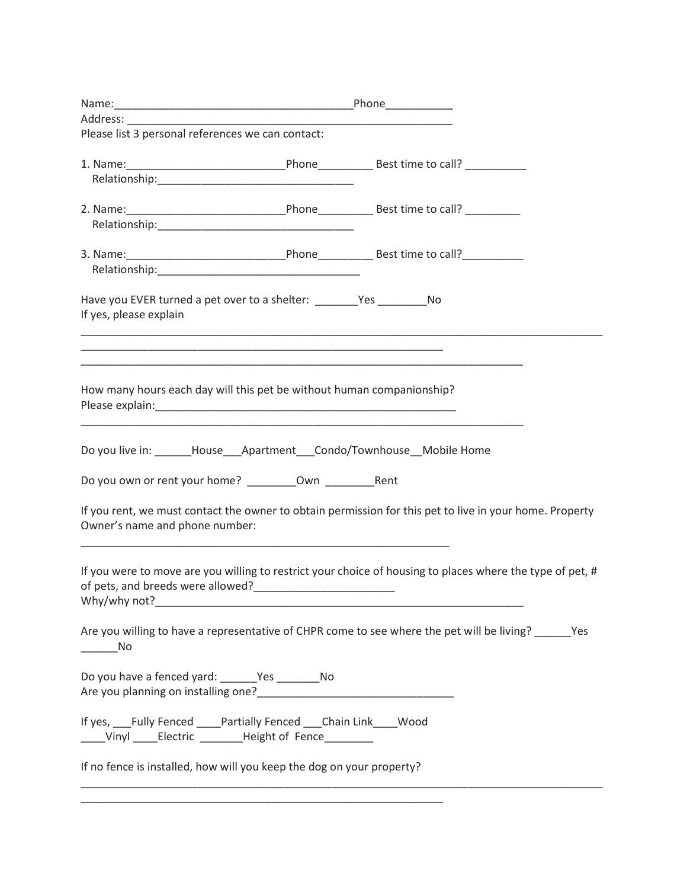Name:_______________________________________Phone___________
Address: _______________________________________________________
Please list 3 personal references we can contact:

1. Name:__________________________Phone_________ Best time to call? __________
   Relationship:________________________________

2. Name:__________________________Phone_________ Best time to call? _________
   Relationship:________________________________

3. Name:__________________________Phone_________ Best time to call?__________
   Relationship:_________________________________

Have you EVER turned a pet over to a shelter: _______Yes ________No
If yes, please explain

_____________________________________________________________________________________
____________________________________________________________
_________________________________________________________________________

How many hours each day will this pet be without human companionship?
Please explain:__________________________________________________

_________________________________________________________________________

Do you live in: ______House___Apartment___Condo/Townhouse__Mobile Home

Do you own or rent your home? ________Own ________Rent

If you rent, we must contact the owner to obtain permission for this pet to live in your home. Property Owner's name and phone number:

_____________________________________________________________

If you were to move are you willing to restrict your choice of housing to places where the type of pet, # of pets, and breeds were allowed?______________________
Why/why not?_____________________________________________________________

Are you willing to have a representative of CHPR come to see where the pet will be living? ______Yes ______No

Do you have a fenced yard: ______Yes _______No
Are you planning on installing one?________________________________

If yes, ___Fully Fenced ____Partially Fenced ___Chain Link____Wood
____Vinyl ____Electric _______Height of Fence________

If no fence is installed, how will you keep the dog on your property?

_____________________________________________________________________________________
____________________________________________________________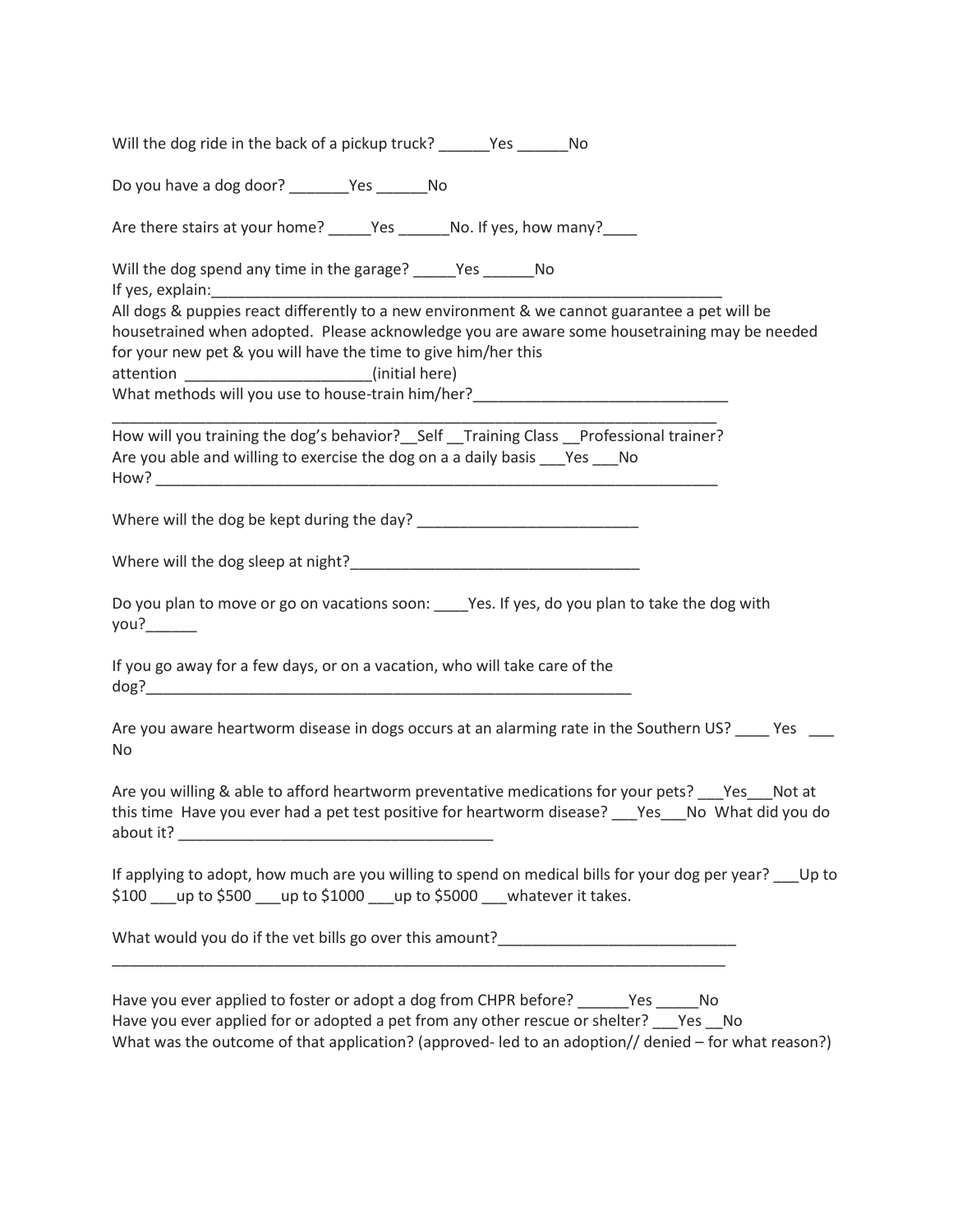Will the dog ride in the back of a pickup truck? ______Yes ______No

Do you have a dog door? _______Yes ______No

Are there stairs at your home? _____Yes ______No. If yes, how many?____

Will the dog spend any time in the garage? _____Yes ______No
If yes, explain:_______________________________________________________________
All dogs & puppies react differently to a new environment & we cannot guarantee a pet will be housetrained when adopted. Please acknowledge you are aware some housetraining may be needed for your new pet & you will have the time to give him/her this attention _____________________(initial here)
What methods will you use to house-train him/her?______________________________
_____________________________________________________________________
How will you training the dog's behavior?__Self __Training Class __Professional trainer?
Are you able and willing to exercise the dog on a a daily basis ___Yes ___No
How? _________________________________________________________________

Where will the dog be kept during the day? __________________________

Where will the dog sleep at night?__________________________________

Do you plan to move or go on vacations soon: ____Yes. If yes, do you plan to take the dog with you?______

If you go away for a few days, or on a vacation, who will take care of the dog?_________________________________________________________

Are you aware heartworm disease in dogs occurs at an alarming rate in the Southern US? ____ Yes ___ No

Are you willing & able to afford heartworm preventative medications for your pets? ___Yes___Not at this time Have you ever had a pet test positive for heartworm disease? ___Yes___No What did you do about it? ____________________________________

If applying to adopt, how much are you willing to spend on medical bills for your dog per year? ___Up to $100 ___up to $500 ___up to $1000 ___up to $5000 ___whatever it takes.

What would you do if the vet bills go over this amount?____________________________
_________________________________________________________________________

Have you ever applied to foster or adopt a dog from CHPR before? ______Yes _____No
Have you ever applied for or adopted a pet from any other rescue or shelter? ___Yes __No
What was the outcome of that application? (approved- led to an adoption// denied – for what reason?)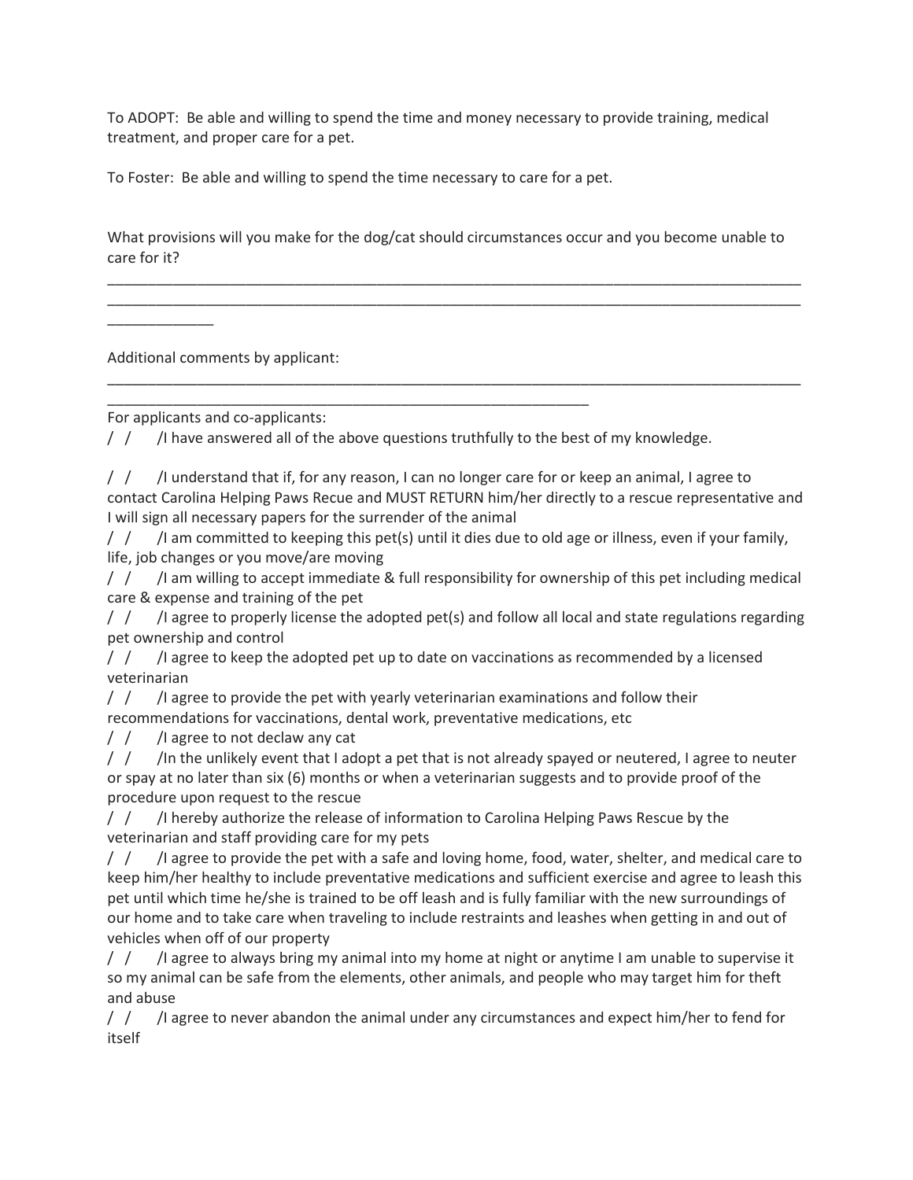To ADOPT: Be able and willing to spend the time and money necessary to provide training, medical treatment, and proper care for a pet.

To Foster: Be able and willing to spend the time necessary to care for a pet.

What provisions will you make for the dog/cat should circumstances occur and you become unable to care for it?

___________________________________________________________________________________________
___________________________________________________________________________________________
_____________

Additional comments by applicant:

___________________________________________________________________________________________
______________________________________________________________

For applicants and co-applicants:

/ / /I have answered all of the above questions truthfully to the best of my knowledge.

/ / /I understand that if, for any reason, I can no longer care for or keep an animal, I agree to contact Carolina Helping Paws Recue and MUST RETURN him/her directly to a rescue representative and I will sign all necessary papers for the surrender of the animal

/ / /I am committed to keeping this pet(s) until it dies due to old age or illness, even if your family, life, job changes or you move/are moving

/ / /I am willing to accept immediate & full responsibility for ownership of this pet including medical care & expense and training of the pet

/ / /I agree to properly license the adopted pet(s) and follow all local and state regulations regarding pet ownership and control

/ / /I agree to keep the adopted pet up to date on vaccinations as recommended by a licensed veterinarian

/ / /I agree to provide the pet with yearly veterinarian examinations and follow their recommendations for vaccinations, dental work, preventative medications, etc

/ / /I agree to not declaw any cat

/ / /In the unlikely event that I adopt a pet that is not already spayed or neutered, I agree to neuter or spay at no later than six (6) months or when a veterinarian suggests and to provide proof of the procedure upon request to the rescue

/ / /I hereby authorize the release of information to Carolina Helping Paws Rescue by the veterinarian and staff providing care for my pets

/ / /I agree to provide the pet with a safe and loving home, food, water, shelter, and medical care to keep him/her healthy to include preventative medications and sufficient exercise and agree to leash this pet until which time he/she is trained to be off leash and is fully familiar with the new surroundings of our home and to take care when traveling to include restraints and leashes when getting in and out of vehicles when off of our property

/ / /I agree to always bring my animal into my home at night or anytime I am unable to supervise it so my animal can be safe from the elements, other animals, and people who may target him for theft and abuse

/ / /I agree to never abandon the animal under any circumstances and expect him/her to fend for itself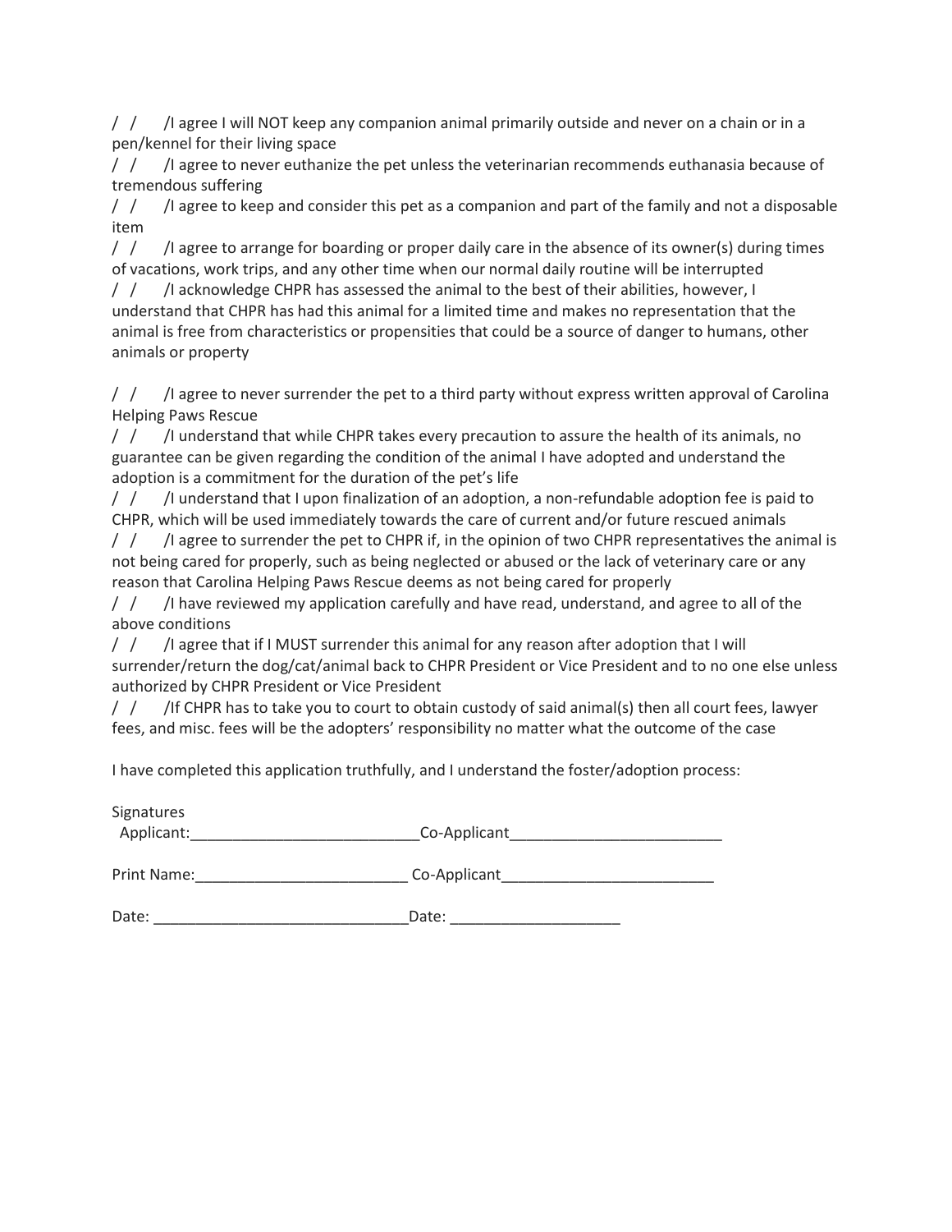/ / /I agree I will NOT keep any companion animal primarily outside and never on a chain or in a pen/kennel for their living space

/ / /I agree to never euthanize the pet unless the veterinarian recommends euthanasia because of tremendous suffering

/ / /I agree to keep and consider this pet as a companion and part of the family and not a disposable item

/ / /I agree to arrange for boarding or proper daily care in the absence of its owner(s) during times of vacations, work trips, and any other time when our normal daily routine will be interrupted

/ / /I acknowledge CHPR has assessed the animal to the best of their abilities, however, I understand that CHPR has had this animal for a limited time and makes no representation that the animal is free from characteristics or propensities that could be a source of danger to humans, other animals or property

/ / /I agree to never surrender the pet to a third party without express written approval of Carolina Helping Paws Rescue

/ / /I understand that while CHPR takes every precaution to assure the health of its animals, no guarantee can be given regarding the condition of the animal I have adopted and understand the adoption is a commitment for the duration of the pet's life

/ / /I understand that I upon finalization of an adoption, a non-refundable adoption fee is paid to CHPR, which will be used immediately towards the care of current and/or future rescued animals

/ / /I agree to surrender the pet to CHPR if, in the opinion of two CHPR representatives the animal is not being cared for properly, such as being neglected or abused or the lack of veterinary care or any reason that Carolina Helping Paws Rescue deems as not being cared for properly

/ / /I have reviewed my application carefully and have read, understand, and agree to all of the above conditions

/ / /I agree that if I MUST surrender this animal for any reason after adoption that I will surrender/return the dog/cat/animal back to CHPR President or Vice President and to no one else unless authorized by CHPR President or Vice President

/ / /If CHPR has to take you to court to obtain custody of said animal(s) then all court fees, lawyer fees, and misc. fees will be the adopters' responsibility no matter what the outcome of the case

I have completed this application truthfully, and I understand the foster/adoption process:

Signatures

Applicant:___________________________Co-Applicant_________________________

Print Name:_________________________ Co-Applicant_________________________

Date: ______________________________Date: ____________________